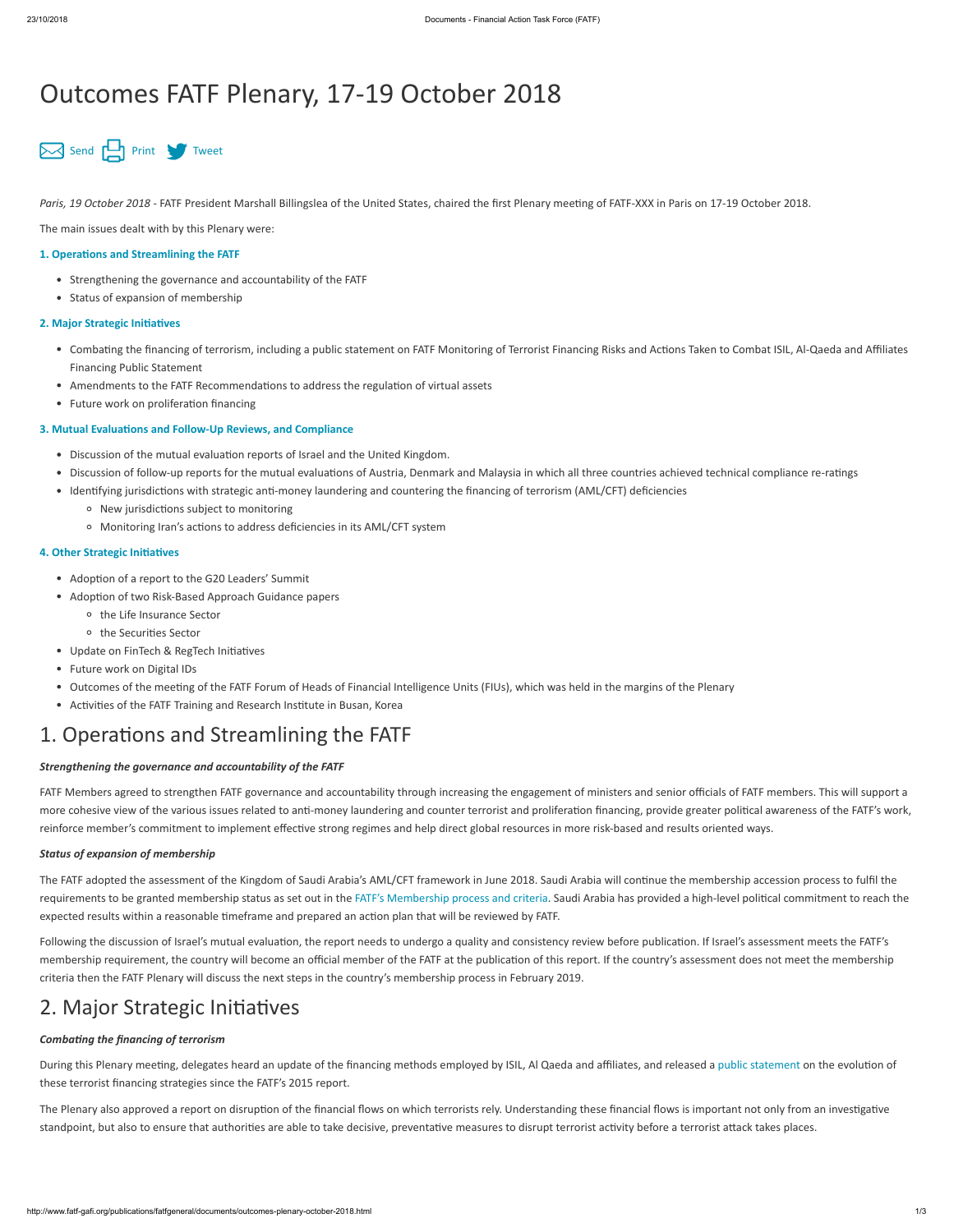# Outcomes FATF Plenary, 17-19 October 2018

Send Print Tweet

*Paris, 19 October 2018* - FATF President Marshall Billingslea of the United States, chaired the first Plenary meeting of FATF-XXX in Paris on 17-19 October 2018.

The main issues dealt with by this Plenary were:

**1. Operations and Streamlining the FATF**

- Strengthening the governance and accountability of the FATF
- Status of expansion of membership

**2. Major Strategic Initiatives**

- Combating the financing of terrorism, including a public statement on FATF Monitoring of Terrorist Financing Risks and Actions Taken to Combat ISIL, Al-Qaeda and Affiliates Financing Public Statement
- Amendments to the FATF Recommendations to address the regulation of virtual assets
- Future work on proliferation financing

**3. Mutual Evaluations and Follow-Up Reviews, and Compliance**

- Discussion of the mutual evaluation reports of Israel and the United Kingdom.
- Discussion of follow-up reports for the mutual evaluations of Austria, Denmark and Malaysia in which all three countries achieved technical compliance re-ratings
- Identifying jurisdictions with strategic anti-money laundering and countering the financing of terrorism (AML/CFT) deficiencies
  - New jurisdictions subject to monitoring
  - Monitoring Iran's actions to address deficiencies in its AML/CFT system

**4. Other Strategic Initiatives**

- Adoption of a report to the G20 Leaders' Summit
- Adoption of two Risk-Based Approach Guidance papers
  - the Life Insurance Sector
  - the Securities Sector
- Update on FinTech & RegTech Initiatives
- Future work on Digital IDs
- Outcomes of the meeting of the FATF Forum of Heads of Financial Intelligence Units (FIUs), which was held in the margins of the Plenary
- Activities of the FATF Training and Research Institute in Busan, Korea

# 1. Operations and Streamlining the FATF

***Strengthening the governance and accountability of the FATF***

FATF Members agreed to strengthen FATF governance and accountability through increasing the engagement of ministers and senior officials of FATF members. This will support a more cohesive view of the various issues related to anti-money laundering and counter terrorist and proliferation financing, provide greater political awareness of the FATF's work, reinforce member's commitment to implement effective strong regimes and help direct global resources in more risk-based and results oriented ways.

***Status of expansion of membership***

The FATF adopted the assessment of the Kingdom of Saudi Arabia's AML/CFT framework in June 2018. Saudi Arabia will continue the membership accession process to fulfil the requirements to be granted membership status as set out in the FATF's Membership process and criteria. Saudi Arabia has provided a high-level political commitment to reach the expected results within a reasonable timeframe and prepared an action plan that will be reviewed by FATF.

Following the discussion of Israel's mutual evaluation, the report needs to undergo a quality and consistency review before publication. If Israel's assessment meets the FATF's membership requirement, the country will become an official member of the FATF at the publication of this report. If the country's assessment does not meet the membership criteria then the FATF Plenary will discuss the next steps in the country's membership process in February 2019.

# 2. Major Strategic Initiatives

***Combating the financing of terrorism***

During this Plenary meeting, delegates heard an update of the financing methods employed by ISIL, Al Qaeda and affiliates, and released a public statement on the evolution of these terrorist financing strategies since the FATF's 2015 report.

The Plenary also approved a report on disruption of the financial flows on which terrorists rely. Understanding these financial flows is important not only from an investigative standpoint, but also to ensure that authorities are able to take decisive, preventative measures to disrupt terrorist activity before a terrorist attack takes places.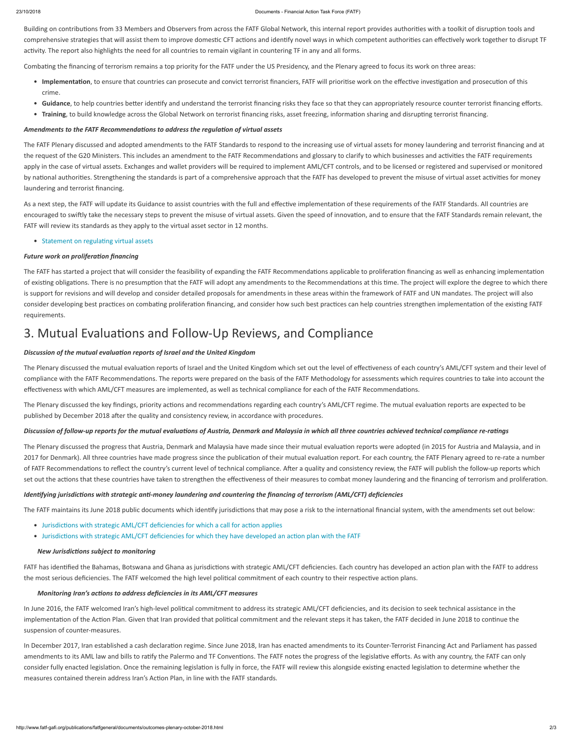Building on contributions from 33 Members and Observers from across the FATF Global Network, this internal report provides authorities with a toolkit of disruption tools and comprehensive strategies that will assist them to improve domestic CFT actions and identify novel ways in which competent authorities can effectively work together to disrupt TF activity. The report also highlights the need for all countries to remain vigilant in countering TF in any and all forms.

Combating the financing of terrorism remains a top priority for the FATF under the US Presidency, and the Plenary agreed to focus its work on three areas:

- **Implementation**, to ensure that countries can prosecute and convict terrorist financiers, FATF will prioritise work on the effective investigation and prosecution of this crime.
- **Guidance**, to help countries better identify and understand the terrorist financing risks they face so that they can appropriately resource counter terrorist financing efforts.
- **Training**, to build knowledge across the Global Network on terrorist financing risks, asset freezing, information sharing and disrupting terrorist financing.

***Amendments to the FATF Recommendations to address the regulation of virtual assets***

The FATF Plenary discussed and adopted amendments to the FATF Standards to respond to the increasing use of virtual assets for money laundering and terrorist financing and at the request of the G20 Ministers. This includes an amendment to the FATF Recommendations and glossary to clarify to which businesses and activities the FATF requirements apply in the case of virtual assets. Exchanges and wallet providers will be required to implement AML/CFT controls, and to be licensed or registered and supervised or monitored by national authorities. Strengthening the standards is part of a comprehensive approach that the FATF has developed to prevent the misuse of virtual asset activities for money laundering and terrorist financing.

As a next step, the FATF will update its Guidance to assist countries with the full and effective implementation of these requirements of the FATF Standards. All countries are encouraged to swiftly take the necessary steps to prevent the misuse of virtual assets. Given the speed of innovation, and to ensure that the FATF Standards remain relevant, the FATF will review its standards as they apply to the virtual asset sector in 12 months.

- Statement on regulating virtual assets

***Future work on proliferation financing***

The FATF has started a project that will consider the feasibility of expanding the FATF Recommendations applicable to proliferation financing as well as enhancing implementation of existing obligations. There is no presumption that the FATF will adopt any amendments to the Recommendations at this time. The project will explore the degree to which there is support for revisions and will develop and consider detailed proposals for amendments in these areas within the framework of FATF and UN mandates. The project will also consider developing best practices on combating proliferation financing, and consider how such best practices can help countries strengthen implementation of the existing FATF requirements.

# 3. Mutual Evaluations and Follow-Up Reviews, and Compliance

***Discussion of the mutual evaluation reports of Israel and the United Kingdom***

The Plenary discussed the mutual evaluation reports of Israel and the United Kingdom which set out the level of effectiveness of each country's AML/CFT system and their level of compliance with the FATF Recommendations. The reports were prepared on the basis of the FATF Methodology for assessments which requires countries to take into account the effectiveness with which AML/CFT measures are implemented, as well as technical compliance for each of the FATF Recommendations.

The Plenary discussed the key findings, priority actions and recommendations regarding each country's AML/CFT regime. The mutual evaluation reports are expected to be published by December 2018 after the quality and consistency review, in accordance with procedures.

***Discussion of follow-up reports for the mutual evaluations of Austria, Denmark and Malaysia in which all three countries achieved technical compliance re-ratings***

The Plenary discussed the progress that Austria, Denmark and Malaysia have made since their mutual evaluation reports were adopted (in 2015 for Austria and Malaysia, and in 2017 for Denmark). All three countries have made progress since the publication of their mutual evaluation report. For each country, the FATF Plenary agreed to re-rate a number of FATF Recommendations to reflect the country's current level of technical compliance. After a quality and consistency review, the FATF will publish the follow-up reports which set out the actions that these countries have taken to strengthen the effectiveness of their measures to combat money laundering and the financing of terrorism and proliferation.

***Identifying jurisdictions with strategic anti-money laundering and countering the financing of terrorism (AML/CFT) deficiencies***

The FATF maintains its June 2018 public documents which identify jurisdictions that may pose a risk to the international financial system, with the amendments set out below:

- Jurisdictions with strategic AML/CFT deficiencies for which a call for action applies
- Jurisdictions with strategic AML/CFT deficiencies for which they have developed an action plan with the FATF

***New Jurisdictions subject to monitoring***

FATF has identified the Bahamas, Botswana and Ghana as jurisdictions with strategic AML/CFT deficiencies. Each country has developed an action plan with the FATF to address the most serious deficiencies. The FATF welcomed the high level political commitment of each country to their respective action plans.

***Monitoring Iran's actions to address deficiencies in its AML/CFT measures***

In June 2016, the FATF welcomed Iran's high-level political commitment to address its strategic AML/CFT deficiencies, and its decision to seek technical assistance in the implementation of the Action Plan. Given that Iran provided that political commitment and the relevant steps it has taken, the FATF decided in June 2018 to continue the suspension of counter-measures.

In December 2017, Iran established a cash declaration regime. Since June 2018, Iran has enacted amendments to its Counter-Terrorist Financing Act and Parliament has passed amendments to its AML law and bills to ratify the Palermo and TF Conventions. The FATF notes the progress of the legislative efforts. As with any country, the FATF can only consider fully enacted legislation. Once the remaining legislation is fully in force, the FATF will review this alongside existing enacted legislation to determine whether the measures contained therein address Iran's Action Plan, in line with the FATF standards.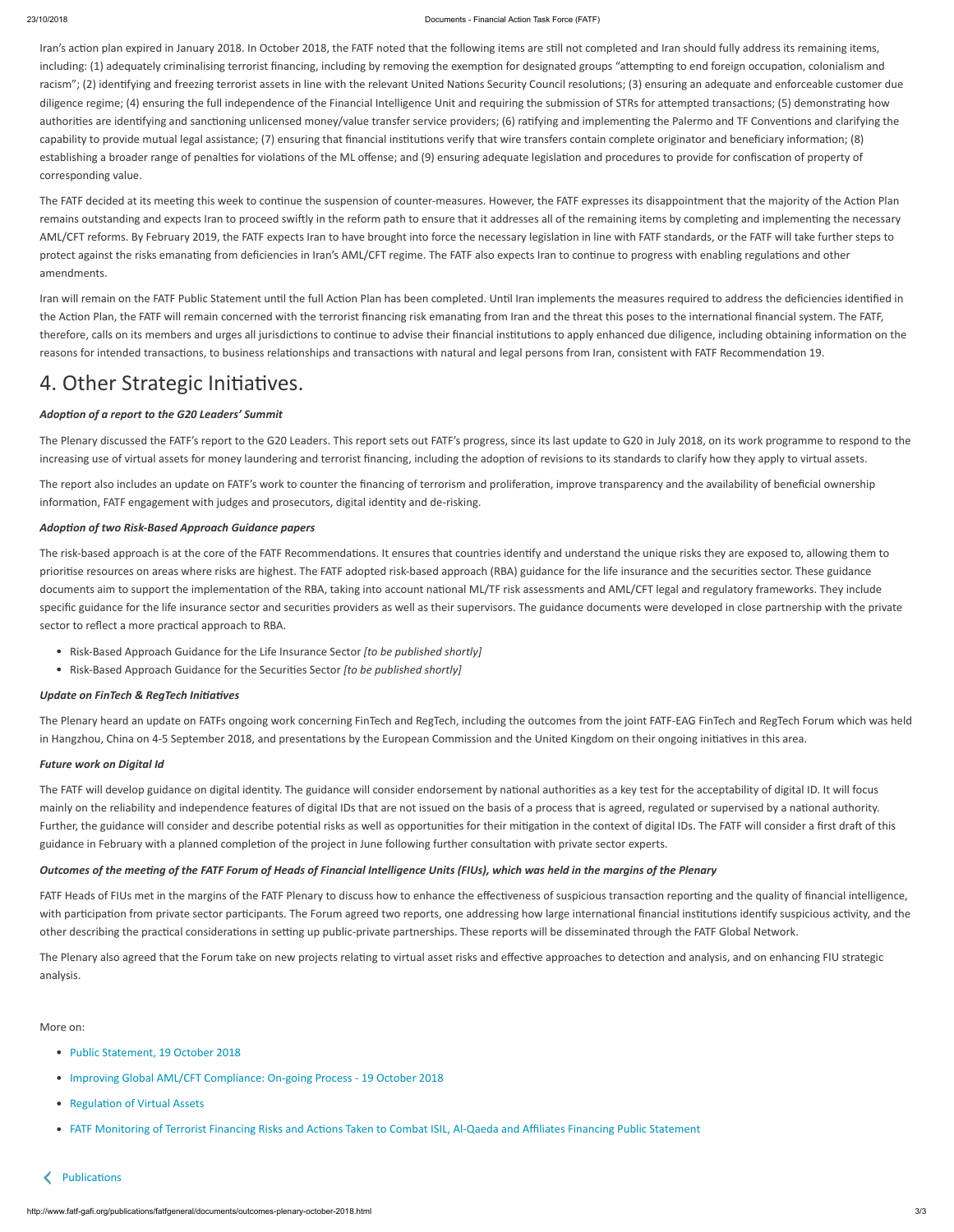Iran's action plan expired in January 2018. In October 2018, the FATF noted that the following items are still not completed and Iran should fully address its remaining items, including: (1) adequately criminalising terrorist financing, including by removing the exemption for designated groups "attempting to end foreign occupation, colonialism and racism"; (2) identifying and freezing terrorist assets in line with the relevant United Nations Security Council resolutions; (3) ensuring an adequate and enforceable customer due diligence regime; (4) ensuring the full independence of the Financial Intelligence Unit and requiring the submission of STRs for attempted transactions; (5) demonstrating how authorities are identifying and sanctioning unlicensed money/value transfer service providers; (6) ratifying and implementing the Palermo and TF Conventions and clarifying the capability to provide mutual legal assistance; (7) ensuring that financial institutions verify that wire transfers contain complete originator and beneficiary information; (8) establishing a broader range of penalties for violations of the ML offense; and (9) ensuring adequate legislation and procedures to provide for confiscation of property of corresponding value.

The FATF decided at its meeting this week to continue the suspension of counter-measures. However, the FATF expresses its disappointment that the majority of the Action Plan remains outstanding and expects Iran to proceed swiftly in the reform path to ensure that it addresses all of the remaining items by completing and implementing the necessary AML/CFT reforms. By February 2019, the FATF expects Iran to have brought into force the necessary legislation in line with FATF standards, or the FATF will take further steps to protect against the risks emanating from deficiencies in Iran's AML/CFT regime. The FATF also expects Iran to continue to progress with enabling regulations and other amendments.

Iran will remain on the FATF Public Statement until the full Action Plan has been completed. Until Iran implements the measures required to address the deficiencies identified in the Action Plan, the FATF will remain concerned with the terrorist financing risk emanating from Iran and the threat this poses to the international financial system. The FATF, therefore, calls on its members and urges all jurisdictions to continue to advise their financial institutions to apply enhanced due diligence, including obtaining information on the reasons for intended transactions, to business relationships and transactions with natural and legal persons from Iran, consistent with FATF Recommendation 19.

# 4. Other Strategic Initiatives.

***Adoption of a report to the G20 Leaders' Summit***

The Plenary discussed the FATF's report to the G20 Leaders. This report sets out FATF's progress, since its last update to G20 in July 2018, on its work programme to respond to the increasing use of virtual assets for money laundering and terrorist financing, including the adoption of revisions to its standards to clarify how they apply to virtual assets.

The report also includes an update on FATF's work to counter the financing of terrorism and proliferation, improve transparency and the availability of beneficial ownership information, FATF engagement with judges and prosecutors, digital identity and de-risking.

***Adoption of two Risk-Based Approach Guidance papers***

The risk-based approach is at the core of the FATF Recommendations. It ensures that countries identify and understand the unique risks they are exposed to, allowing them to prioritise resources on areas where risks are highest. The FATF adopted risk-based approach (RBA) guidance for the life insurance and the securities sector. These guidance documents aim to support the implementation of the RBA, taking into account national ML/TF risk assessments and AML/CFT legal and regulatory frameworks. They include specific guidance for the life insurance sector and securities providers as well as their supervisors. The guidance documents were developed in close partnership with the private sector to reflect a more practical approach to RBA.

- Risk-Based Approach Guidance for the Life Insurance Sector *[to be published shortly]*
- Risk-Based Approach Guidance for the Securities Sector *[to be published shortly]*

***Update on FinTech & RegTech Initiatives***

The Plenary heard an update on FATFs ongoing work concerning FinTech and RegTech, including the outcomes from the joint FATF-EAG FinTech and RegTech Forum which was held in Hangzhou, China on 4-5 September 2018, and presentations by the European Commission and the United Kingdom on their ongoing initiatives in this area.

***Future work on Digital Id***

The FATF will develop guidance on digital identity. The guidance will consider endorsement by national authorities as a key test for the acceptability of digital ID. It will focus mainly on the reliability and independence features of digital IDs that are not issued on the basis of a process that is agreed, regulated or supervised by a national authority. Further, the guidance will consider and describe potential risks as well as opportunities for their mitigation in the context of digital IDs. The FATF will consider a first draft of this guidance in February with a planned completion of the project in June following further consultation with private sector experts.

***Outcomes of the meeting of the FATF Forum of Heads of Financial Intelligence Units (FIUs), which was held in the margins of the Plenary***

FATF Heads of FIUs met in the margins of the FATF Plenary to discuss how to enhance the effectiveness of suspicious transaction reporting and the quality of financial intelligence, with participation from private sector participants. The Forum agreed two reports, one addressing how large international financial institutions identify suspicious activity, and the other describing the practical considerations in setting up public-private partnerships. These reports will be disseminated through the FATF Global Network.

The Plenary also agreed that the Forum take on new projects relating to virtual asset risks and effective approaches to detection and analysis, and on enhancing FIU strategic analysis.

More on:

- Public Statement, 19 October 2018
- Improving Global AML/CFT Compliance: On-going Process - 19 October 2018
- Regulation of Virtual Assets
- FATF Monitoring of Terrorist Financing Risks and Actions Taken to Combat ISIL, Al-Qaeda and Affiliates Financing Public Statement

Publications